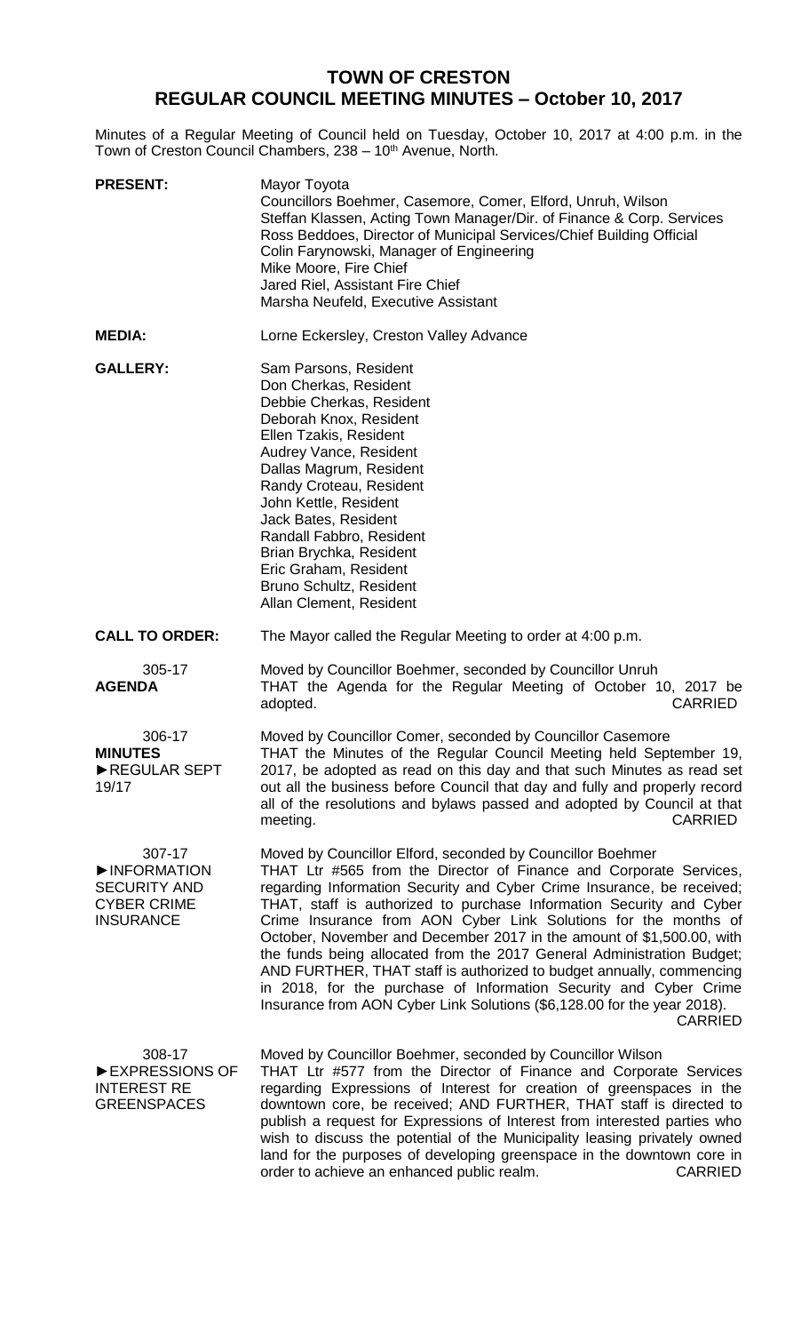# TOWN OF CRESTON
## REGULAR COUNCIL MEETING MINUTES – October 10, 2017

Minutes of a Regular Meeting of Council held on Tuesday, October 10, 2017 at 4:00 p.m. in the Town of Creston Council Chambers, 238 – 10th Avenue, North.

**PRESENT:**
Mayor Toyota
Councillors Boehmer, Casemore, Comer, Elford, Unruh, Wilson
Steffan Klassen, Acting Town Manager/Dir. of Finance & Corp. Services
Ross Beddoes, Director of Municipal Services/Chief Building Official
Colin Farynowski, Manager of Engineering
Mike Moore, Fire Chief
Jared Riel, Assistant Fire Chief
Marsha Neufeld, Executive Assistant

**MEDIA:**
Lorne Eckersley, Creston Valley Advance

**GALLERY:**
Sam Parsons, Resident
Don Cherkas, Resident
Debbie Cherkas, Resident
Deborah Knox, Resident
Ellen Tzakis, Resident
Audrey Vance, Resident
Dallas Magrum, Resident
Randy Croteau, Resident
John Kettle, Resident
Jack Bates, Resident
Randall Fabbro, Resident
Brian Brychka, Resident
Eric Graham, Resident
Bruno Schultz, Resident
Allan Clement, Resident

**CALL TO ORDER:**
The Mayor called the Regular Meeting to order at 4:00 p.m.

305-17
**AGENDA**

Moved by Councillor Boehmer, seconded by Councillor Unruh
THAT the Agenda for the Regular Meeting of October 10, 2017 be adopted. CARRIED

306-17
**MINUTES**
►REGULAR SEPT 19/17

Moved by Councillor Comer, seconded by Councillor Casemore
THAT the Minutes of the Regular Council Meeting held September 19, 2017, be adopted as read on this day and that such Minutes as read set out all the business before Council that day and fully and properly record all of the resolutions and bylaws passed and adopted by Council at that meeting. CARRIED

307-17
►INFORMATION SECURITY AND CYBER CRIME INSURANCE

Moved by Councillor Elford, seconded by Councillor Boehmer
THAT Ltr #565 from the Director of Finance and Corporate Services, regarding Information Security and Cyber Crime Insurance, be received; THAT, staff is authorized to purchase Information Security and Cyber Crime Insurance from AON Cyber Link Solutions for the months of October, November and December 2017 in the amount of $1,500.00, with the funds being allocated from the 2017 General Administration Budget; AND FURTHER, THAT staff is authorized to budget annually, commencing in 2018, for the purchase of Information Security and Cyber Crime Insurance from AON Cyber Link Solutions ($6,128.00 for the year 2018). CARRIED

308-17
►EXPRESSIONS OF INTEREST RE GREENSPACES

Moved by Councillor Boehmer, seconded by Councillor Wilson
THAT Ltr #577 from the Director of Finance and Corporate Services regarding Expressions of Interest for creation of greenspaces in the downtown core, be received; AND FURTHER, THAT staff is directed to publish a request for Expressions of Interest from interested parties who wish to discuss the potential of the Municipality leasing privately owned land for the purposes of developing greenspace in the downtown core in order to achieve an enhanced public realm. CARRIED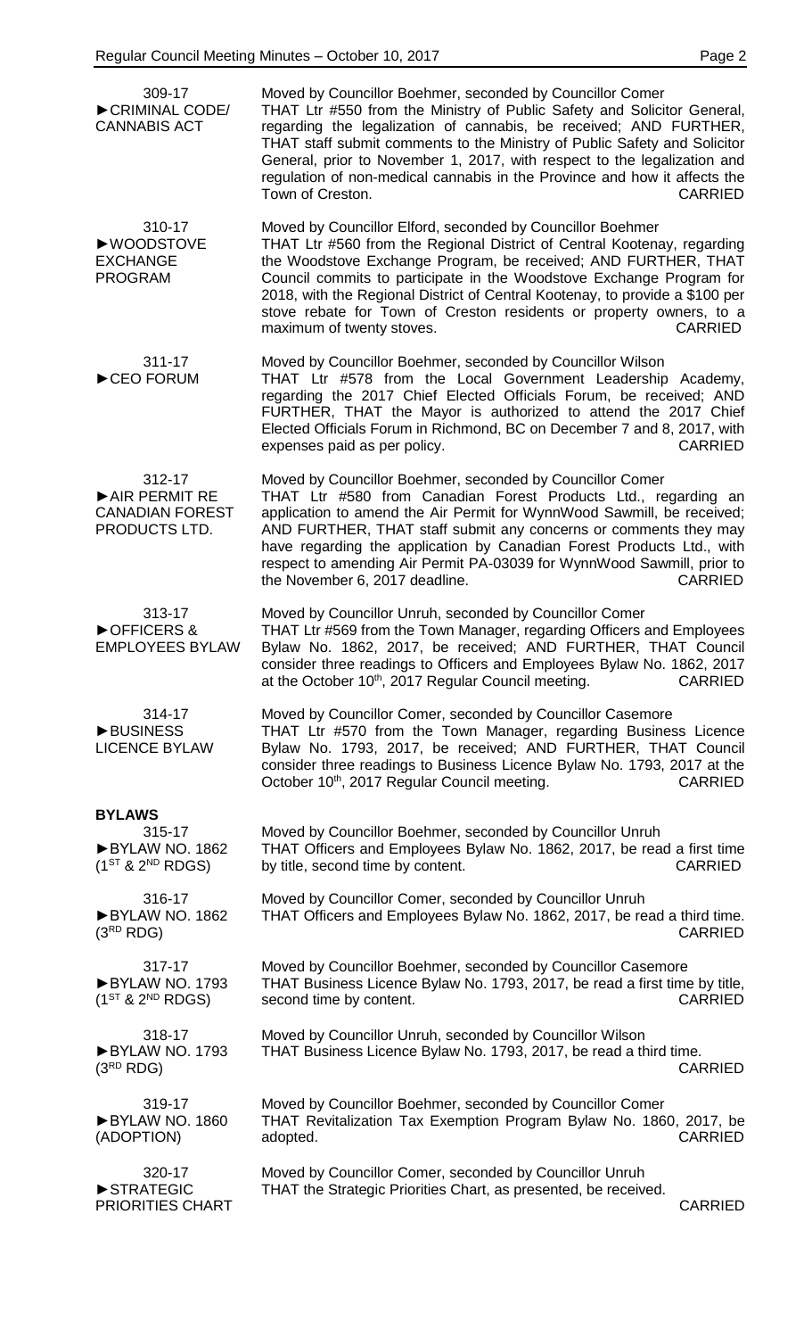| | |
|---|---|
| 309-17<br>►CRIMINAL CODE/ CANNABIS ACT | Moved by Councillor Boehmer, seconded by Councillor Comer<br>THAT Ltr #550 from the Ministry of Public Safety and Solicitor General, regarding the legalization of cannabis, be received; AND FURTHER, THAT staff submit comments to the Ministry of Public Safety and Solicitor General, prior to November 1, 2017, with respect to the legalization and regulation of non-medical cannabis in the Province and how it affects the Town of Creston. CARRIED |
| 310-17<br>►WOODSTOVE EXCHANGE PROGRAM | Moved by Councillor Elford, seconded by Councillor Boehmer<br>THAT Ltr #560 from the Regional District of Central Kootenay, regarding the Woodstove Exchange Program, be received; AND FURTHER, THAT Council commits to participate in the Woodstove Exchange Program for 2018, with the Regional District of Central Kootenay, to provide a $100 per stove rebate for Town of Creston residents or property owners, to a maximum of twenty stoves. CARRIED |
| 311-17<br>►CEO FORUM | Moved by Councillor Boehmer, seconded by Councillor Wilson<br>THAT Ltr #578 from the Local Government Leadership Academy, regarding the 2017 Chief Elected Officials Forum, be received; AND FURTHER, THAT the Mayor is authorized to attend the 2017 Chief Elected Officials Forum in Richmond, BC on December 7 and 8, 2017, with expenses paid as per policy. CARRIED |
| 312-17<br>►AIR PERMIT RE CANADIAN FOREST PRODUCTS LTD. | Moved by Councillor Boehmer, seconded by Councillor Comer<br>THAT Ltr #580 from Canadian Forest Products Ltd., regarding an application to amend the Air Permit for WynnWood Sawmill, be received; AND FURTHER, THAT staff submit any concerns or comments they may have regarding the application by Canadian Forest Products Ltd., with respect to amending Air Permit PA-03039 for WynnWood Sawmill, prior to the November 6, 2017 deadline. CARRIED |
| 313-17<br>►OFFICERS & EMPLOYEES BYLAW | Moved by Councillor Unruh, seconded by Councillor Comer<br>THAT Ltr #569 from the Town Manager, regarding Officers and Employees Bylaw No. 1862, 2017, be received; AND FURTHER, THAT Council consider three readings to Officers and Employees Bylaw No. 1862, 2017 at the October 10th, 2017 Regular Council meeting. CARRIED |
| 314-17<br>►BUSINESS LICENCE BYLAW | Moved by Councillor Comer, seconded by Councillor Casemore<br>THAT Ltr #570 from the Town Manager, regarding Business Licence Bylaw No. 1793, 2017, be received; AND FURTHER, THAT Council consider three readings to Business Licence Bylaw No. 1793, 2017 at the October 10th, 2017 Regular Council meeting. CARRIED |

**BYLAWS**

| | |
|---|---|
| 315-17<br>►BYLAW NO. 1862 (1ST & 2ND RDGS) | Moved by Councillor Boehmer, seconded by Councillor Unruh<br>THAT Officers and Employees Bylaw No. 1862, 2017, be read a first time by title, second time by content. CARRIED |
| 316-17<br>►BYLAW NO. 1862 (3RD RDG) | Moved by Councillor Comer, seconded by Councillor Unruh<br>THAT Officers and Employees Bylaw No. 1862, 2017, be read a third time. CARRIED |
| 317-17<br>►BYLAW NO. 1793 (1ST & 2ND RDGS) | Moved by Councillor Boehmer, seconded by Councillor Casemore<br>THAT Business Licence Bylaw No. 1793, 2017, be read a first time by title, second time by content. CARRIED |
| 318-17<br>►BYLAW NO. 1793 (3RD RDG) | Moved by Councillor Unruh, seconded by Councillor Wilson<br>THAT Business Licence Bylaw No. 1793, 2017, be read a third time. CARRIED |
| 319-17<br>►BYLAW NO. 1860 (ADOPTION) | Moved by Councillor Boehmer, seconded by Councillor Comer<br>THAT Revitalization Tax Exemption Program Bylaw No. 1860, 2017, be adopted. CARRIED |
| 320-17<br>►STRATEGIC PRIORITIES CHART | Moved by Councillor Comer, seconded by Councillor Unruh<br>THAT the Strategic Priorities Chart, as presented, be received. CARRIED |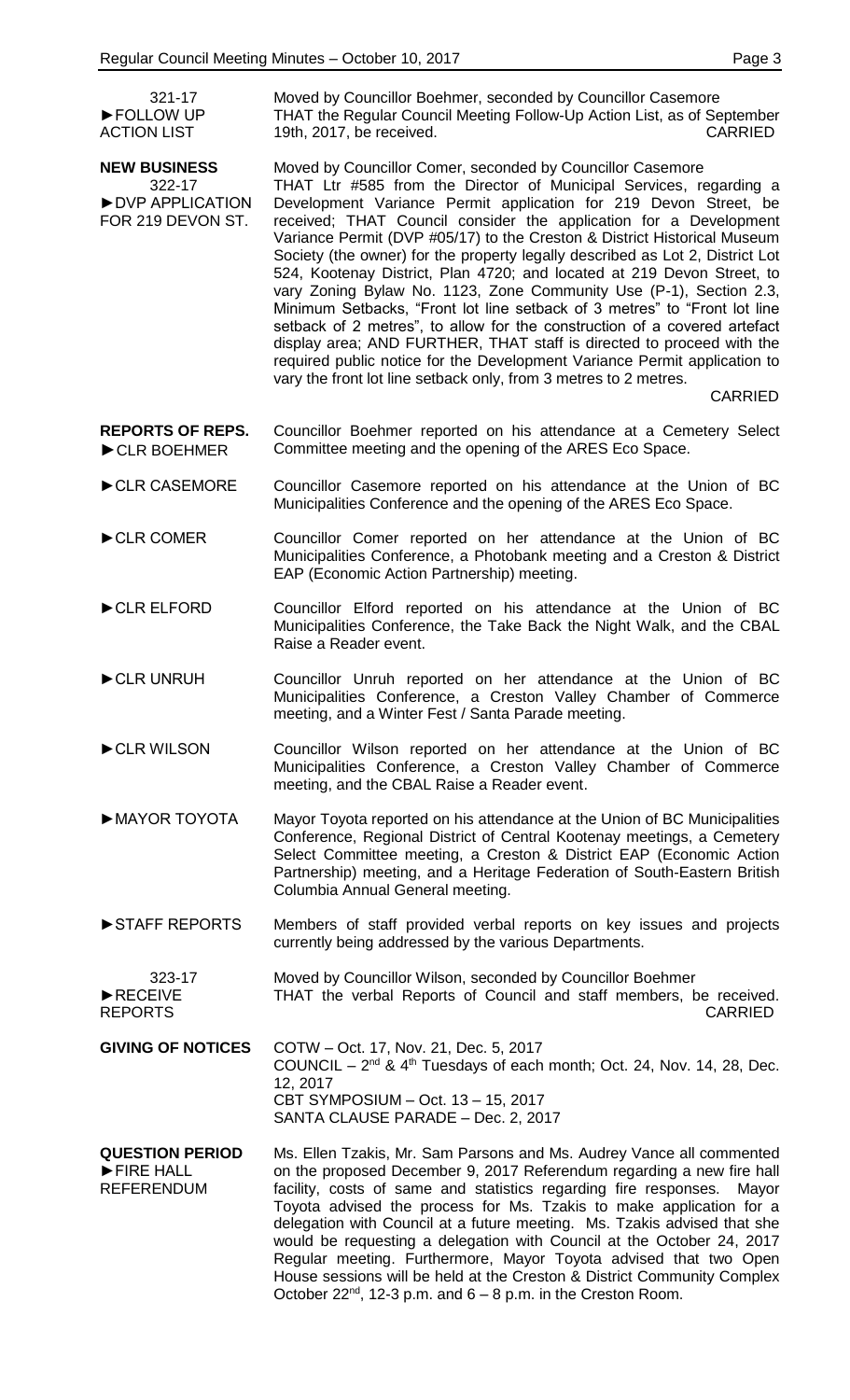321-17
►FOLLOW UP ACTION LIST

Moved by Councillor Boehmer, seconded by Councillor Casemore
THAT the Regular Council Meeting Follow-Up Action List, as of September 19th, 2017, be received. CARRIED

**NEW BUSINESS**
322-17
►DVP APPLICATION FOR 219 DEVON ST.

Moved by Councillor Comer, seconded by Councillor Casemore
THAT Ltr #585 from the Director of Municipal Services, regarding a Development Variance Permit application for 219 Devon Street, be received; THAT Council consider the application for a Development Variance Permit (DVP #05/17) to the Creston & District Historical Museum Society (the owner) for the property legally described as Lot 2, District Lot 524, Kootenay District, Plan 4720; and located at 219 Devon Street, to vary Zoning Bylaw No. 1123, Zone Community Use (P-1), Section 2.3, Minimum Setbacks, "Front lot line setback of 3 metres" to "Front lot line setback of 2 metres", to allow for the construction of a covered artefact display area; AND FURTHER, THAT staff is directed to proceed with the required public notice for the Development Variance Permit application to vary the front lot line setback only, from 3 metres to 2 metres.
CARRIED

**REPORTS OF REPS.**
►CLR BOEHMER

Councillor Boehmer reported on his attendance at a Cemetery Select Committee meeting and the opening of the ARES Eco Space.

►CLR CASEMORE

Councillor Casemore reported on his attendance at the Union of BC Municipalities Conference and the opening of the ARES Eco Space.

►CLR COMER

Councillor Comer reported on her attendance at the Union of BC Municipalities Conference, a Photobank meeting and a Creston & District EAP (Economic Action Partnership) meeting.

►CLR ELFORD

Councillor Elford reported on his attendance at the Union of BC Municipalities Conference, the Take Back the Night Walk, and the CBAL Raise a Reader event.

►CLR UNRUH

Councillor Unruh reported on her attendance at the Union of BC Municipalities Conference, a Creston Valley Chamber of Commerce meeting, and a Winter Fest / Santa Parade meeting.

►CLR WILSON

Councillor Wilson reported on her attendance at the Union of BC Municipalities Conference, a Creston Valley Chamber of Commerce meeting, and the CBAL Raise a Reader event.

►MAYOR TOYOTA

Mayor Toyota reported on his attendance at the Union of BC Municipalities Conference, Regional District of Central Kootenay meetings, a Cemetery Select Committee meeting, a Creston & District EAP (Economic Action Partnership) meeting, and a Heritage Federation of South-Eastern British Columbia Annual General meeting.

►STAFF REPORTS

Members of staff provided verbal reports on key issues and projects currently being addressed by the various Departments.

323-17
►RECEIVE REPORTS

Moved by Councillor Wilson, seconded by Councillor Boehmer
THAT the verbal Reports of Council and staff members, be received. CARRIED

**GIVING OF NOTICES**

COTW – Oct. 17, Nov. 21, Dec. 5, 2017
COUNCIL – 2nd & 4th Tuesdays of each month; Oct. 24, Nov. 14, 28, Dec. 12, 2017
CBT SYMPOSIUM – Oct. 13 – 15, 2017
SANTA CLAUSE PARADE – Dec. 2, 2017

**QUESTION PERIOD**
►FIRE HALL REFERENDUM

Ms. Ellen Tzakis, Mr. Sam Parsons and Ms. Audrey Vance all commented on the proposed December 9, 2017 Referendum regarding a new fire hall facility, costs of same and statistics regarding fire responses. Mayor Toyota advised the process for Ms. Tzakis to make application for a delegation with Council at a future meeting. Ms. Tzakis advised that she would be requesting a delegation with Council at the October 24, 2017 Regular meeting. Furthermore, Mayor Toyota advised that two Open House sessions will be held at the Creston & District Community Complex October 22nd, 12-3 p.m. and 6 – 8 p.m. in the Creston Room.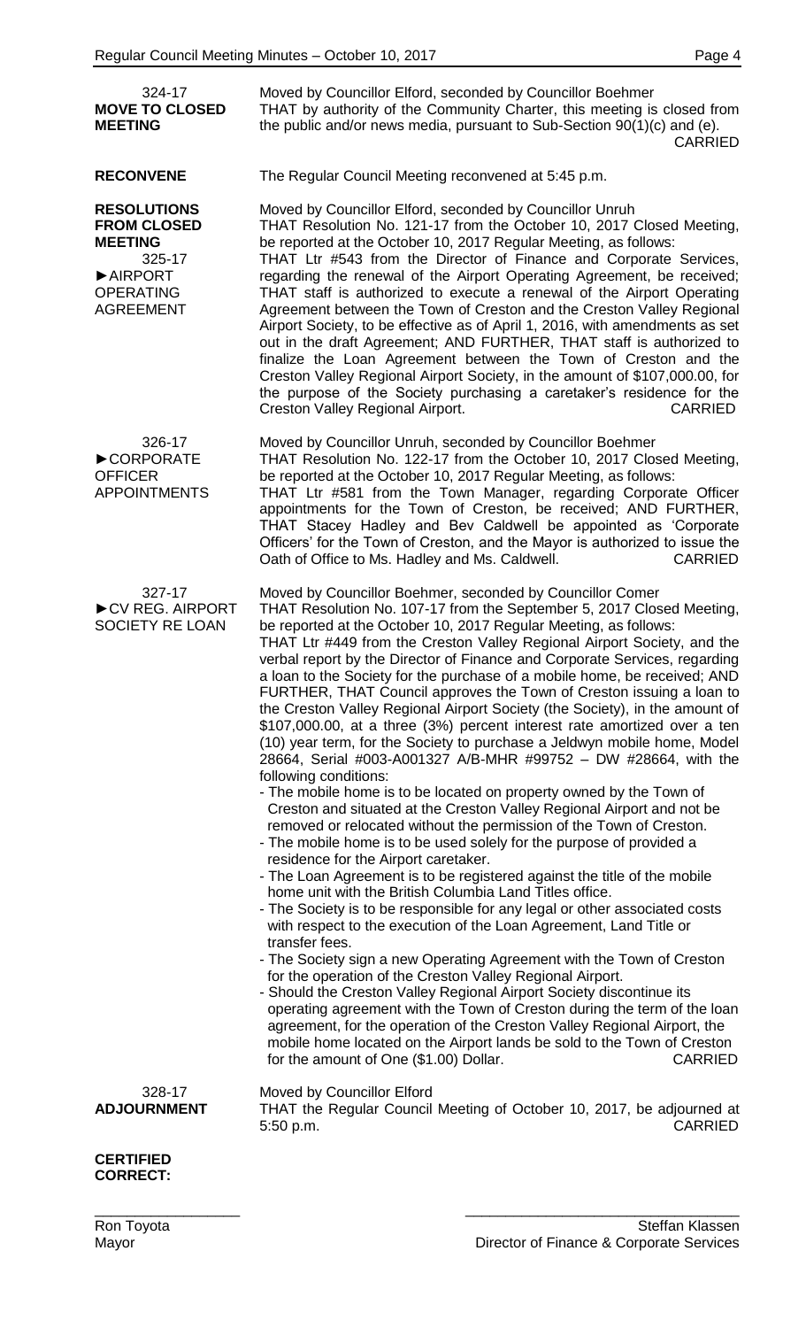**324-17**
**MOVE TO CLOSED MEETING**

Moved by Councillor Elford, seconded by Councillor Boehmer
THAT by authority of the Community Charter, this meeting is closed from the public and/or news media, pursuant to Sub-Section 90(1)(c) and (e).
CARRIED

**RECONVENE**

The Regular Council Meeting reconvened at 5:45 p.m.

**RESOLUTIONS FROM CLOSED MEETING**

**325-17**
**►AIRPORT OPERATING AGREEMENT**

Moved by Councillor Elford, seconded by Councillor Unruh
THAT Resolution No. 121-17 from the October 10, 2017 Closed Meeting, be reported at the October 10, 2017 Regular Meeting, as follows:
THAT Ltr #543 from the Director of Finance and Corporate Services, regarding the renewal of the Airport Operating Agreement, be received; THAT staff is authorized to execute a renewal of the Airport Operating Agreement between the Town of Creston and the Creston Valley Regional Airport Society, to be effective as of April 1, 2016, with amendments as set out in the draft Agreement; AND FURTHER, THAT staff is authorized to finalize the Loan Agreement between the Town of Creston and the Creston Valley Regional Airport Society, in the amount of $107,000.00, for the purpose of the Society purchasing a caretaker's residence for the Creston Valley Regional Airport.
CARRIED

**326-17**
**►CORPORATE OFFICER APPOINTMENTS**

Moved by Councillor Unruh, seconded by Councillor Boehmer
THAT Resolution No. 122-17 from the October 10, 2017 Closed Meeting, be reported at the October 10, 2017 Regular Meeting, as follows:
THAT Ltr #581 from the Town Manager, regarding Corporate Officer appointments for the Town of Creston, be received; AND FURTHER, THAT Stacey Hadley and Bev Caldwell be appointed as 'Corporate Officers' for the Town of Creston, and the Mayor is authorized to issue the Oath of Office to Ms. Hadley and Ms. Caldwell.
CARRIED

**327-17**
**►CV REG. AIRPORT SOCIETY RE LOAN**

Moved by Councillor Boehmer, seconded by Councillor Comer
THAT Resolution No. 107-17 from the September 5, 2017 Closed Meeting, be reported at the October 10, 2017 Regular Meeting, as follows:
THAT Ltr #449 from the Creston Valley Regional Airport Society, and the verbal report by the Director of Finance and Corporate Services, regarding a loan to the Society for the purchase of a mobile home, be received; AND FURTHER, THAT Council approves the Town of Creston issuing a loan to the Creston Valley Regional Airport Society (the Society), in the amount of $107,000.00, at a three (3%) percent interest rate amortized over a ten (10) year term, for the Society to purchase a Jeldwyn mobile home, Model 28664, Serial #003-A001327 A/B-MHR #99752 – DW #28664, with the following conditions:

- The mobile home is to be located on property owned by the Town of Creston and situated at the Creston Valley Regional Airport and not be removed or relocated without the permission of the Town of Creston.
- The mobile home is to be used solely for the purpose of provided a residence for the Airport caretaker.
- The Loan Agreement is to be registered against the title of the mobile home unit with the British Columbia Land Titles office.
- The Society is to be responsible for any legal or other associated costs with respect to the execution of the Loan Agreement, Land Title or transfer fees.
- The Society sign a new Operating Agreement with the Town of Creston for the operation of the Creston Valley Regional Airport.
- Should the Creston Valley Regional Airport Society discontinue its operating agreement with the Town of Creston during the term of the loan agreement, for the operation of the Creston Valley Regional Airport, the mobile home located on the Airport lands be sold to the Town of Creston for the amount of One ($1.00) Dollar.

CARRIED

**328-17**
**ADJOURNMENT**

Moved by Councillor Elford
THAT the Regular Council Meeting of October 10, 2017, be adjourned at 5:50 p.m.
CARRIED

**CERTIFIED CORRECT:**

\_\_\_\_\_\_\_\_\_\_\_\_\_\_\_\_\_\_\_\_
Ron Toyota
Mayor

\_\_\_\_\_\_\_\_\_\_\_\_\_\_\_\_\_\_\_\_
Steffan Klassen
Director of Finance & Corporate Services